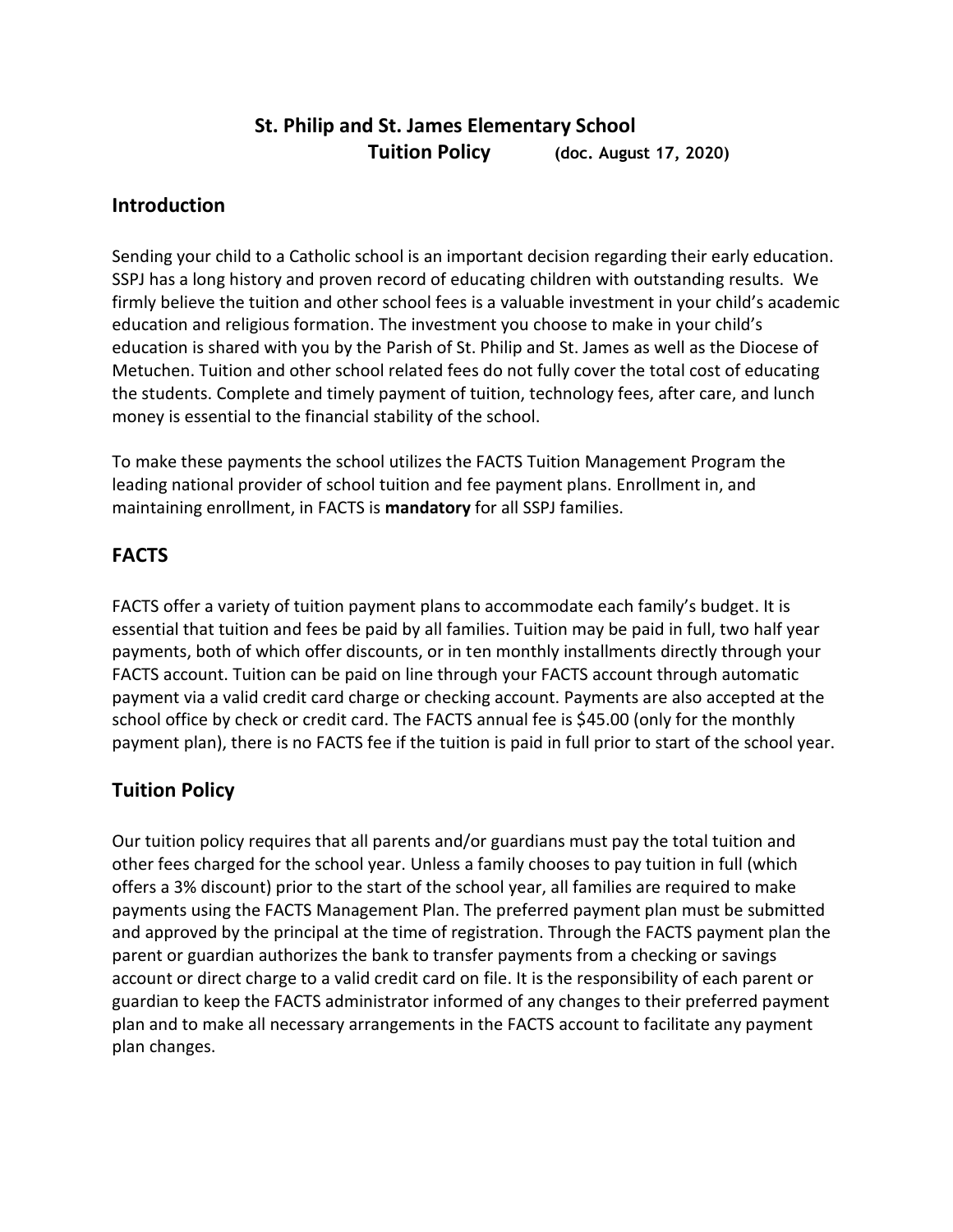# St. Philip and St. James Elementary School
## Tuition Policy (doc. August 17, 2020)

## Introduction

Sending your child to a Catholic school is an important decision regarding their early education. SSPJ has a long history and proven record of educating children with outstanding results. We firmly believe the tuition and other school fees is a valuable investment in your child's academic education and religious formation. The investment you choose to make in your child's education is shared with you by the Parish of St. Philip and St. James as well as the Diocese of Metuchen. Tuition and other school related fees do not fully cover the total cost of educating the students. Complete and timely payment of tuition, technology fees, after care, and lunch money is essential to the financial stability of the school.

To make these payments the school utilizes the FACTS Tuition Management Program the leading national provider of school tuition and fee payment plans. Enrollment in, and maintaining enrollment, in FACTS is **mandatory** for all SSPJ families.

## FACTS

FACTS offer a variety of tuition payment plans to accommodate each family's budget. It is essential that tuition and fees be paid by all families. Tuition may be paid in full, two half year payments, both of which offer discounts, or in ten monthly installments directly through your FACTS account. Tuition can be paid on line through your FACTS account through automatic payment via a valid credit card charge or checking account. Payments are also accepted at the school office by check or credit card. The FACTS annual fee is $45.00 (only for the monthly payment plan), there is no FACTS fee if the tuition is paid in full prior to start of the school year.

## Tuition Policy

Our tuition policy requires that all parents and/or guardians must pay the total tuition and other fees charged for the school year. Unless a family chooses to pay tuition in full (which offers a 3% discount) prior to the start of the school year, all families are required to make payments using the FACTS Management Plan. The preferred payment plan must be submitted and approved by the principal at the time of registration. Through the FACTS payment plan the parent or guardian authorizes the bank to transfer payments from a checking or savings account or direct charge to a valid credit card on file. It is the responsibility of each parent or guardian to keep the FACTS administrator informed of any changes to their preferred payment plan and to make all necessary arrangements in the FACTS account to facilitate any payment plan changes.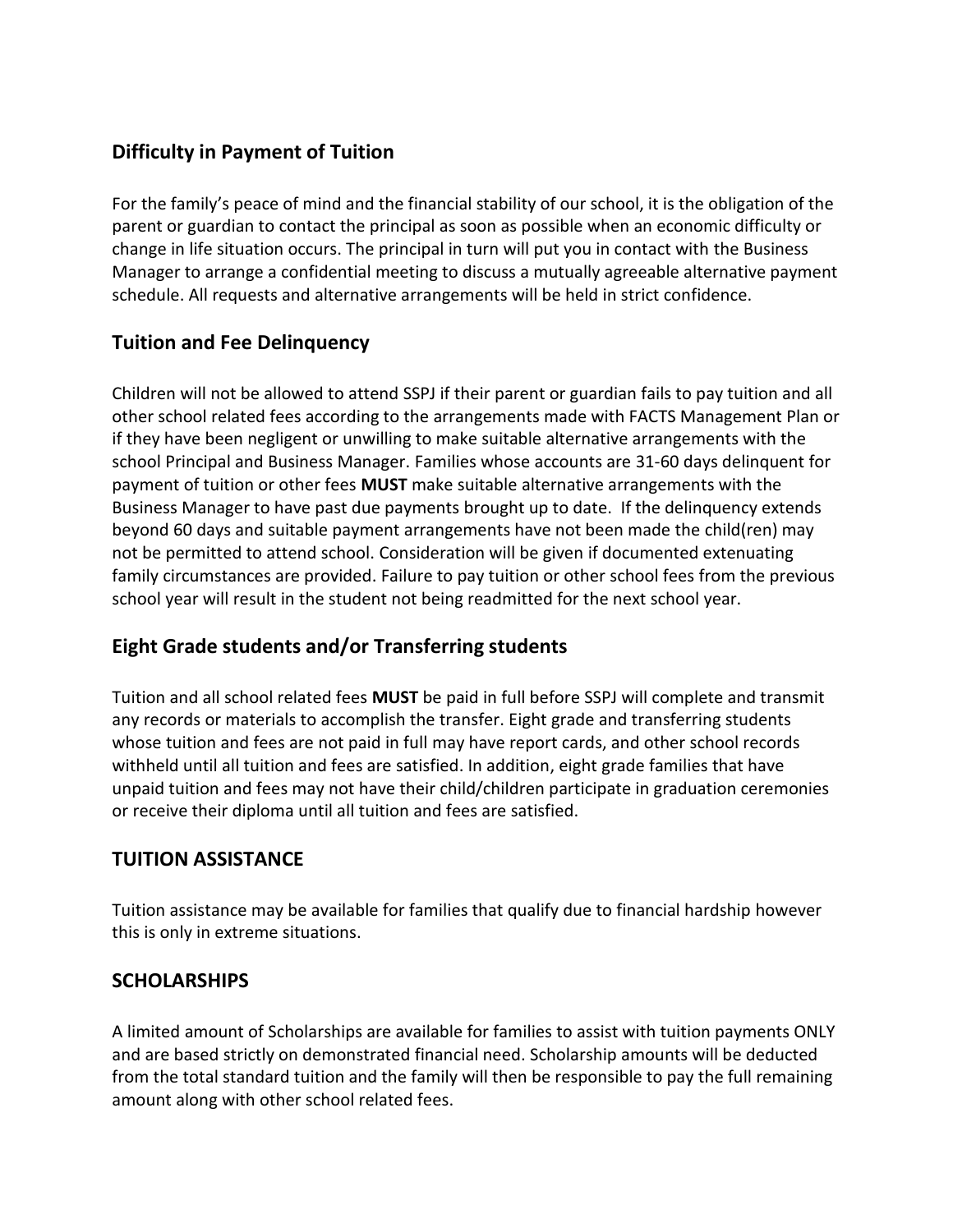## Difficulty in Payment of Tuition

For the family's peace of mind and the financial stability of our school, it is the obligation of the parent or guardian to contact the principal as soon as possible when an economic difficulty or change in life situation occurs. The principal in turn will put you in contact with the Business Manager to arrange a confidential meeting to discuss a mutually agreeable alternative payment schedule. All requests and alternative arrangements will be held in strict confidence.

## Tuition and Fee Delinquency

Children will not be allowed to attend SSPJ if their parent or guardian fails to pay tuition and all other school related fees according to the arrangements made with FACTS Management Plan or if they have been negligent or unwilling to make suitable alternative arrangements with the school Principal and Business Manager. Families whose accounts are 31-60 days delinquent for payment of tuition or other fees **MUST** make suitable alternative arrangements with the Business Manager to have past due payments brought up to date. If the delinquency extends beyond 60 days and suitable payment arrangements have not been made the child(ren) may not be permitted to attend school. Consideration will be given if documented extenuating family circumstances are provided. Failure to pay tuition or other school fees from the previous school year will result in the student not being readmitted for the next school year.

## Eight Grade students and/or Transferring students

Tuition and all school related fees **MUST** be paid in full before SSPJ will complete and transmit any records or materials to accomplish the transfer. Eight grade and transferring students whose tuition and fees are not paid in full may have report cards, and other school records withheld until all tuition and fees are satisfied. In addition, eight grade families that have unpaid tuition and fees may not have their child/children participate in graduation ceremonies or receive their diploma until all tuition and fees are satisfied.

## TUITION ASSISTANCE

Tuition assistance may be available for families that qualify due to financial hardship however this is only in extreme situations.

## SCHOLARSHIPS

A limited amount of Scholarships are available for families to assist with tuition payments ONLY and are based strictly on demonstrated financial need. Scholarship amounts will be deducted from the total standard tuition and the family will then be responsible to pay the full remaining amount along with other school related fees.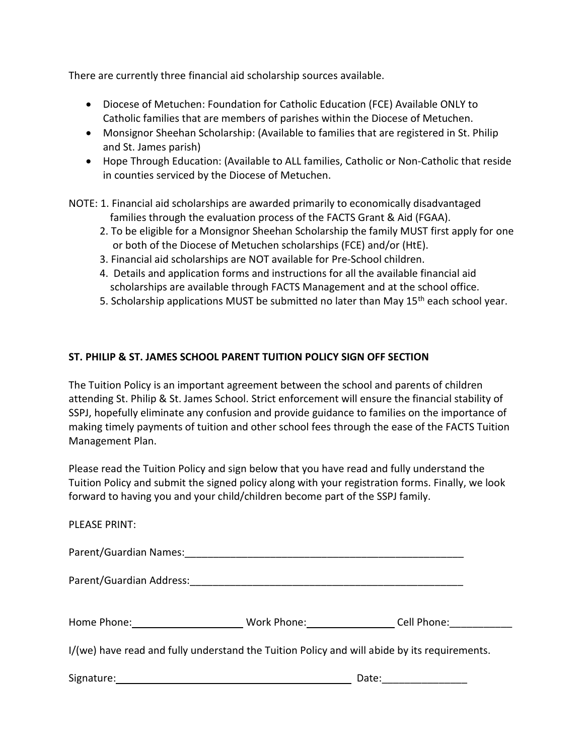There are currently three financial aid scholarship sources available.

- Diocese of Metuchen: Foundation for Catholic Education (FCE) Available ONLY to Catholic families that are members of parishes within the Diocese of Metuchen.
- Monsignor Sheehan Scholarship: (Available to families that are registered in St. Philip and St. James parish)
- Hope Through Education: (Available to ALL families, Catholic or Non-Catholic that reside in counties serviced by the Diocese of Metuchen.

NOTE: 1. Financial aid scholarships are awarded primarily to economically disadvantaged families through the evaluation process of the FACTS Grant & Aid (FGAA).

2. To be eligible for a Monsignor Sheehan Scholarship the family MUST first apply for one or both of the Diocese of Metuchen scholarships (FCE) and/or (HtE).
3. Financial aid scholarships are NOT available for Pre-School children.
4. Details and application forms and instructions for all the available financial aid scholarships are available through FACTS Management and at the school office.
5. Scholarship applications MUST be submitted no later than May 15th each school year.

**ST. PHILIP & ST. JAMES SCHOOL PARENT TUITION POLICY SIGN OFF SECTION**

The Tuition Policy is an important agreement between the school and parents of children attending St. Philip & St. James School. Strict enforcement will ensure the financial stability of SSPJ, hopefully eliminate any confusion and provide guidance to families on the importance of making timely payments of tuition and other school fees through the ease of the FACTS Tuition Management Plan.

Please read the Tuition Policy and sign below that you have read and fully understand the Tuition Policy and submit the signed policy along with your registration forms. Finally, we look forward to having you and your child/children become part of the SSPJ family.

PLEASE PRINT:

Parent/Guardian Names:___________________________________________________

Parent/Guardian Address:__________________________________________________

Home Phone:____________________ Work Phone:________________ Cell Phone:___________

I/(we) have read and fully understand the Tuition Policy and will abide by its requirements.

Signature:___________________________________________ Date:_______________